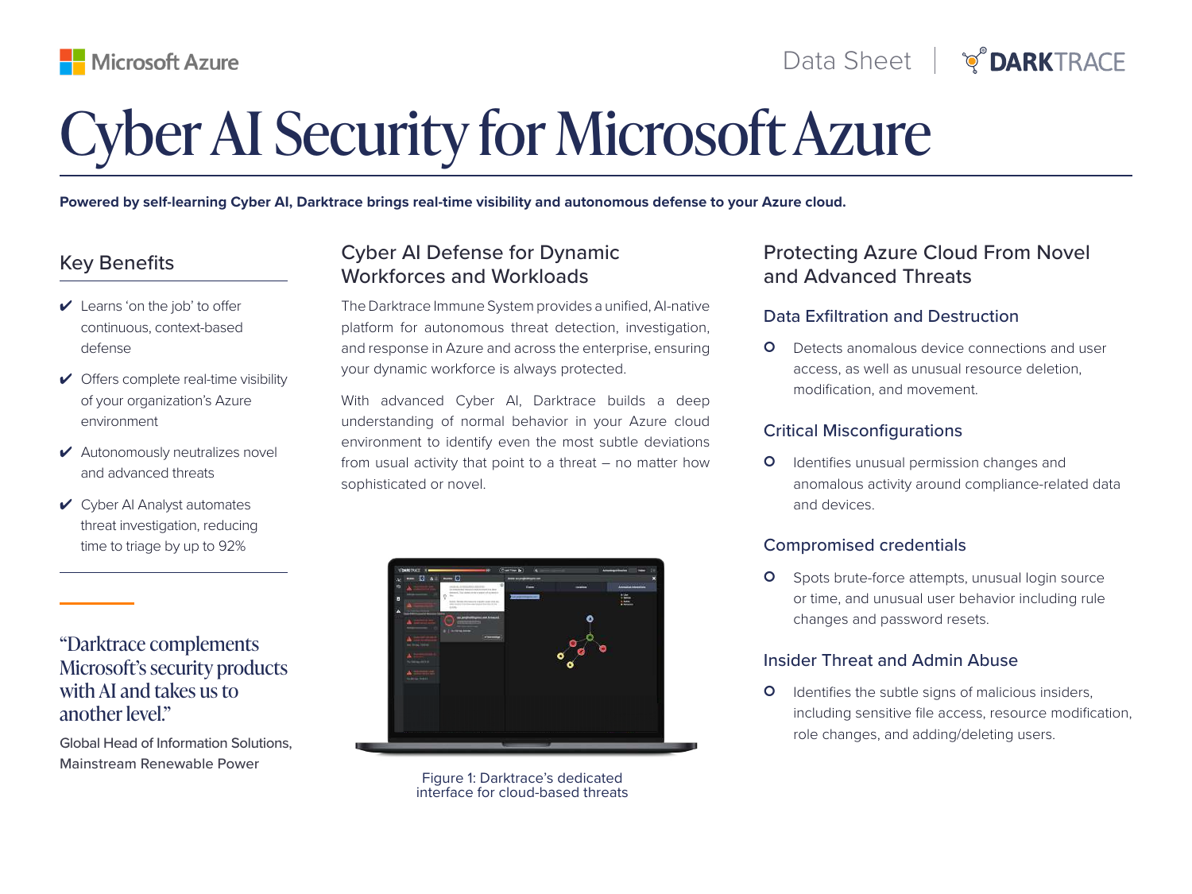Microsoft Azure

Data Sheet | DARKTRACE

# Cyber AI Security for Microsoft Azure

**Powered by self-learning Cyber AI, Darktrace brings real-time visibility and autonomous defense to your Azure cloud.**

## Key Benefits

- ✔ Learns 'on the job' to offer continuous, context-based defense
- ✔ Offers complete real-time visibility of your organization's Azure environment
- ✔ Autonomously neutralizes novel and advanced threats
- ✔ Cyber AI Analyst automates threat investigation, reducing time to triage by up to 92%

"Darktrace complements Microsoft's security products with AI and takes us to another level."

Global Head of Information Solutions, Mainstream Renewable Power

## Cyber AI Defense for Dynamic Workforces and Workloads

The Darktrace Immune System provides a unified, AI-native platform for autonomous threat detection, investigation, and response in Azure and across the enterprise, ensuring your dynamic workforce is always protected.

With advanced Cyber AI, Darktrace builds a deep understanding of normal behavior in your Azure cloud environment to identify even the most subtle deviations from usual activity that point to a threat – no matter how sophisticated or novel.

Figure 1: Darktrace's dedicated interface for cloud-based threats

## Protecting Azure Cloud From Novel and Advanced Threats

### Data Exfiltration and Destruction

- Detects anomalous device connections and user access, as well as unusual resource deletion, modification, and movement.

### Critical Misconfigurations

- Identifies unusual permission changes and anomalous activity around compliance-related data and devices.

### Compromised credentials

- Spots brute-force attempts, unusual login source or time, and unusual user behavior including rule changes and password resets.

### Insider Threat and Admin Abuse

- Identifies the subtle signs of malicious insiders, including sensitive file access, resource modification, role changes, and adding/deleting users.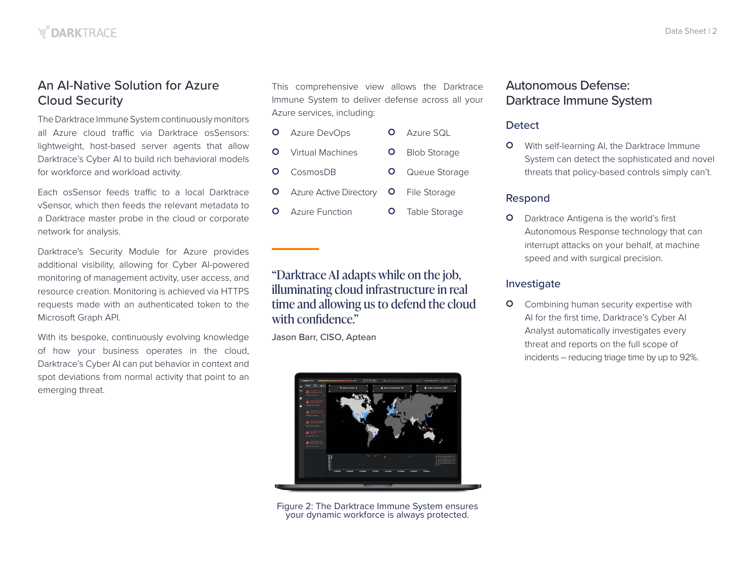## An AI-Native Solution for Azure Cloud Security

The Darktrace Immune System continuously monitors all Azure cloud traffic via Darktrace osSensors: lightweight, host-based server agents that allow Darktrace's Cyber AI to build rich behavioral models for workforce and workload activity.

Each osSensor feeds traffic to a local Darktrace vSensor, which then feeds the relevant metadata to a Darktrace master probe in the cloud or corporate network for analysis.

Darktrace's Security Module for Azure provides additional visibility, allowing for Cyber AI-powered monitoring of management activity, user access, and resource creation. Monitoring is achieved via HTTPS requests made with an authenticated token to the Microsoft Graph API.

With its bespoke, continuously evolving knowledge of how your business operates in the cloud, Darktrace's Cyber AI can put behavior in context and spot deviations from normal activity that point to an emerging threat.

This comprehensive view allows the Darktrace Immune System to deliver defense across all your Azure services, including:

- Azure DevOps
- Virtual Machines
- CosmosDB
- Azure Active Directory
- Azure Function
- Azure SQL
- Blob Storage
- Queue Storage
- File Storage
- Table Storage

"Darktrace AI adapts while on the job, illuminating cloud infrastructure in real time and allowing us to defend the cloud with confidence."

Jason Barr, CISO, Aptean

Figure 2: The Darktrace Immune System ensures your dynamic workforce is always protected.

## Autonomous Defense: Darktrace Immune System

### Detect

- With self-learning AI, the Darktrace Immune System can detect the sophisticated and novel threats that policy-based controls simply can't.

### Respond

- Darktrace Antigena is the world's first Autonomous Response technology that can interrupt attacks on your behalf, at machine speed and with surgical precision.

### Investigate

- Combining human security expertise with AI for the first time, Darktrace's Cyber AI Analyst automatically investigates every threat and reports on the full scope of incidents – reducing triage time by up to 92%.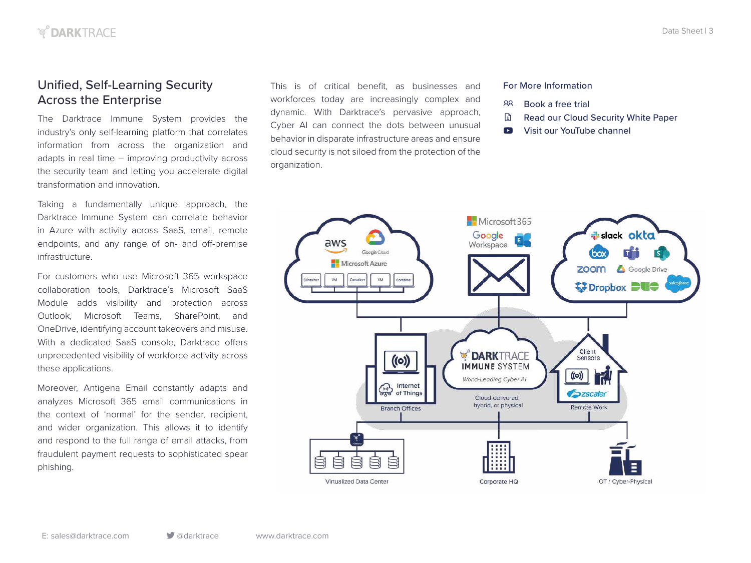## Unified, Self-Learning Security Across the Enterprise

The Darktrace Immune System provides the industry's only self-learning platform that correlates information from across the organization and adapts in real time – improving productivity across the security team and letting you accelerate digital transformation and innovation.

Taking a fundamentally unique approach, the Darktrace Immune System can correlate behavior in Azure with activity across SaaS, email, remote endpoints, and any range of on- and off-premise infrastructure.

For customers who use Microsoft 365 workspace collaboration tools, Darktrace's Microsoft SaaS Module adds visibility and protection across Outlook, Microsoft Teams, SharePoint, and OneDrive, identifying account takeovers and misuse. With a dedicated SaaS console, Darktrace offers unprecedented visibility of workforce activity across these applications.

Moreover, Antigena Email constantly adapts and analyzes Microsoft 365 email communications in the context of 'normal' for the sender, recipient, and wider organization. This allows it to identify and respond to the full range of email attacks, from fraudulent payment requests to sophisticated spear phishing.

This is of critical benefit, as businesses and workforces today are increasingly complex and dynamic. With Darktrace's pervasive approach, Cyber AI can connect the dots between unusual behavior in disparate infrastructure areas and ensure cloud security is not siloed from the protection of the organization.

aws
Google Cloud
Microsoft Azure
Container
VM
Container
VM
Container
Microsoft 365
Google Workspace
slack
okta
box
zoom
Google Drive
Dropbox
DUO
salesforce
Internet of Things
Branch Offices
DARKTRACE IMMUNE SYSTEM
World-Leading Cyber AI
Cloud-delivered, hybrid, or physical
Client Sensors
zscaler
Remote Work
Virtualized Data Center
Corporate HQ
OT / Cyber-Physical

### For More Information

- Book a free trial
- Read our Cloud Security White Paper
- Visit our YouTube channel

E: sales@darktrace.com @darktrace www.darktrace.com